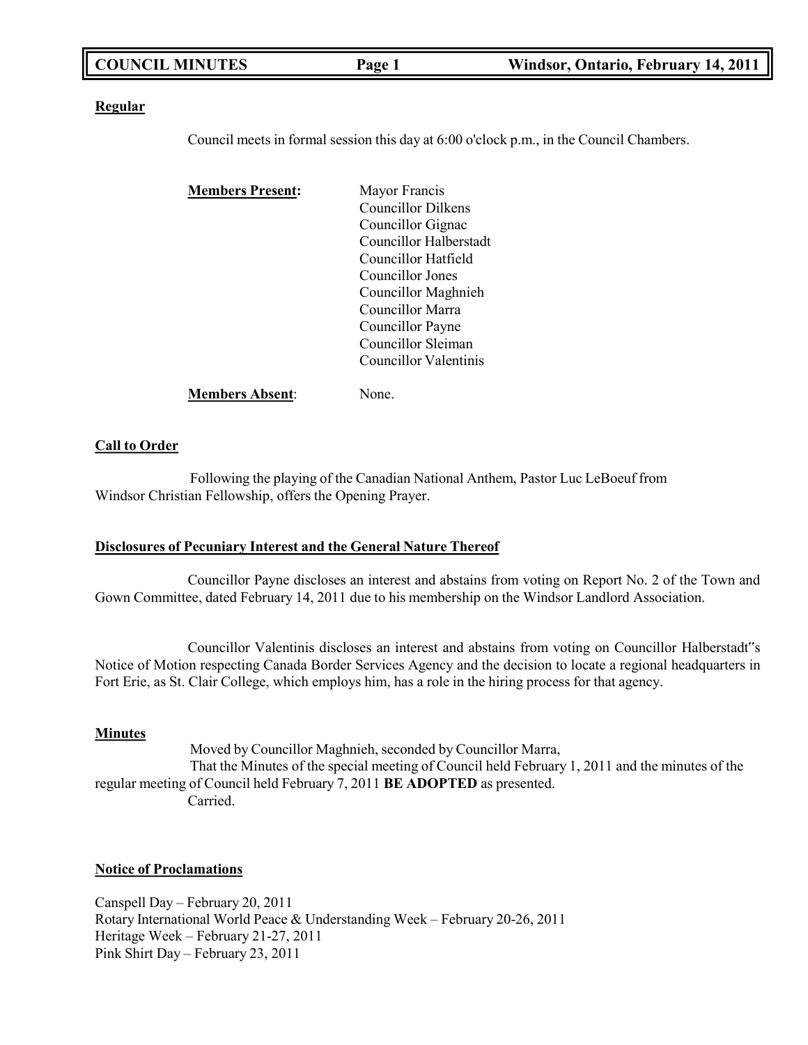**COUNCIL MINUTES** **Windor, Ontario, February 14, 2011**

### Regular

Council meets in formal session this day at 6:00 o'clock p.m., in the Council Chambers.

**Members Present:**

Mayor Francis
Councillor Dilkens
Councillor Gignac
Councillor Halberstadt
Councillor Hatfield
Councillor Jones
Councillor Maghnieh
Councillor Marra
Councillor Payne
Councillor Sleiman
Councillor Valentinis

**Members Absent**: None.

### Call to Order

Following the playing of the Canadian National Anthem, Pastor Luc LeBoeuf from Windsor Christian Fellowship, offers the Opening Prayer.

### Disclosures of Pecuniary Interest and the General Nature Thereof

Councillor Payne discloses an interest and abstains from voting on Report No. 2 of the Town and Gown Committee, dated February 14, 2011 due to his membership on the Windsor Landlord Association.

Councillor Valentinis discloses an interest and abstains from voting on Councillor Halberstadt"s Notice of Motion respecting Canada Border Services Agency and the decision to locate a regional headquarters in Fort Erie, as St. Clair College, which employs him, has a role in the hiring process for that agency.

### Minutes

Moved by Councillor Maghnieh, seconded by Councillor Marra,
That the Minutes of the special meeting of Council held February 1, 2011 and the minutes of the regular meeting of Council held February 7, 2011 **BE ADOPTED** as presented.
Carried.

### Notice of Proclamations

Canspell Day – February 20, 2011
Rotary International World Peace & Understanding Week – February 20-26, 2011
Heritage Week – February 21-27, 2011
Pink Shirt Day – February 23, 2011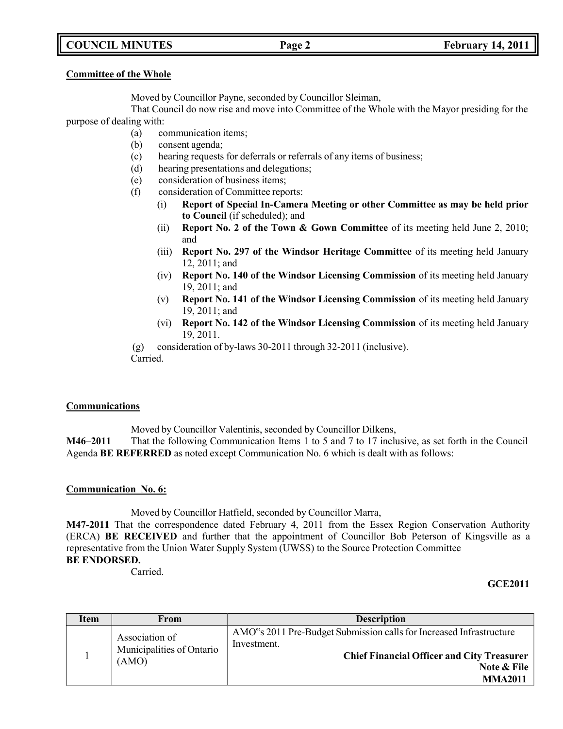**Committee of the Whole**

Moved by Councillor Payne, seconded by Councillor Sleiman,

That Council do now rise and move into Committee of the Whole with the Mayor presiding for the purpose of dealing with:

- (a) communication items;
- (b) consent agenda;
- (c) hearing requests for deferrals or referrals of any items of business;
- (d) hearing presentations and delegations;
- (e) consideration of business items;
- (f) consideration of Committee reports:
  - (i) **Report of Special In-Camera Meeting or other Committee as may be held prior to Council** (if scheduled); and
  - (ii) **Report No. 2 of the Town & Gown Committee** of its meeting held June 2, 2010; and
  - (iii) **Report No. 297 of the Windsor Heritage Committee** of its meeting held January 12, 2011; and
  - (iv) **Report No. 140 of the Windsor Licensing Commission** of its meeting held January 19, 2011; and
  - (v) **Report No. 141 of the Windsor Licensing Commission** of its meeting held January 19, 2011; and
  - (vi) **Report No. 142 of the Windsor Licensing Commission** of its meeting held January 19, 2011.
- (g) consideration of by-laws 30-2011 through 32-2011 (inclusive).

Carried.

**Communications**

Moved by Councillor Valentinis, seconded by Councillor Dilkens,

**M46–2011** That the following Communication Items 1 to 5 and 7 to 17 inclusive, as set forth in the Council Agenda **BE REFERRED** as noted except Communication No. 6 which is dealt with as follows:

**Communication No. 6:**

Moved by Councillor Hatfield, seconded by Councillor Marra,

**M47-2011** That the correspondence dated February 4, 2011 from the Essex Region Conservation Authority (ERCA) **BE RECEIVED** and further that the appointment of Councillor Bob Peterson of Kingsville as a representative from the Union Water Supply System (UWSS) to the Source Protection Committee **BE ENDORSED.**

Carried.

**GCE2011**

| Item | From | Description |
|---|---|---|
| 1 | Association of Municipalities of Ontario (AMO) | AMO"s 2011 Pre-Budget Submission calls for Increased Infrastructure Investment. **Chief Financial Officer and City Treasurer** **Note & File** **MMA2011** |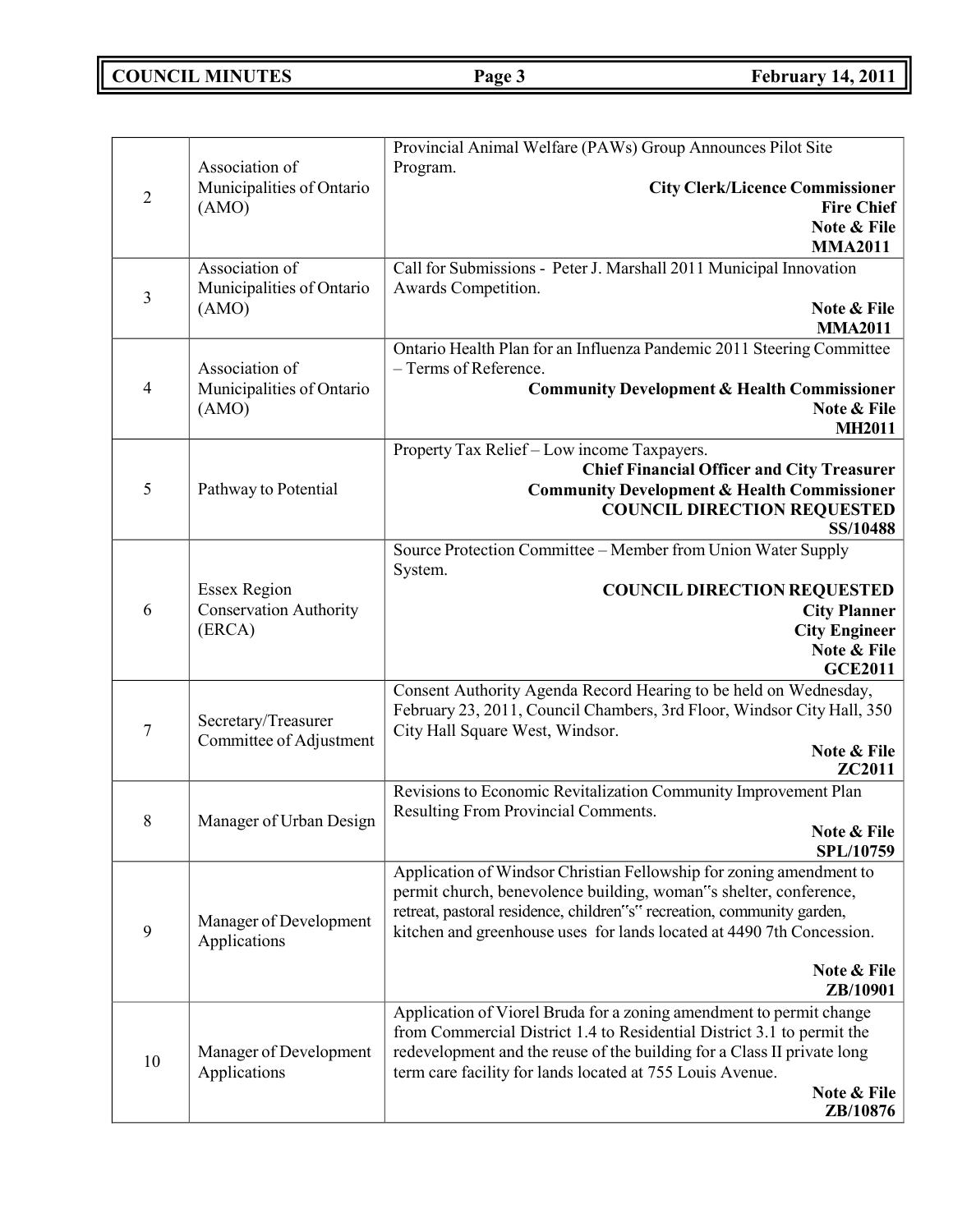| | | |
|---|---|---|
| 2 | Association of Municipalities of Ontario (AMO) | Provincial Animal Welfare (PAWs) Group Announces Pilot Site Program.<br>**City Clerk/Licence Commissioner**<br>**Fire Chief**<br>**Note & File**<br>**MMA2011** |
| 3 | Association of Municipalities of Ontario (AMO) | Call for Submissions - Peter J. Marshall 2011 Municipal Innovation Awards Competition.<br>**Note & File**<br>**MMA2011** |
| 4 | Association of Municipalities of Ontario (AMO) | Ontario Health Plan for an Influenza Pandemic 2011 Steering Committee – Terms of Reference.<br>**Community Development & Health Commissioner**<br>**Note & File**<br>**MH2011** |
| 5 | Pathway to Potential | Property Tax Relief – Low income Taxpayers.<br>**Chief Financial Officer and City Treasurer**<br>**Community Development & Health Commissioner**<br>**COUNCIL DIRECTION REQUESTED**<br>**SS/10488** |
| 6 | Essex Region Conservation Authority (ERCA) | Source Protection Committee – Member from Union Water Supply System.<br>**COUNCIL DIRECTION REQUESTED**<br>**City Planner**<br>**City Engineer**<br>**Note & File**<br>**GCE2011** |
| 7 | Secretary/Treasurer Committee of Adjustment | Consent Authority Agenda Record Hearing to be held on Wednesday, February 23, 2011, Council Chambers, 3rd Floor, Windsor City Hall, 350 City Hall Square West, Windsor.<br>**Note & File**<br>**ZC2011** |
| 8 | Manager of Urban Design | Revisions to Economic Revitalization Community Improvement Plan Resulting From Provincial Comments.<br>**Note & File**<br>**SPL/10759** |
| 9 | Manager of Development Applications | Application of Windsor Christian Fellowship for zoning amendment to permit church, benevolence building, woman"s shelter, conference, retreat, pastoral residence, children"s" recreation, community garden, kitchen and greenhouse uses for lands located at 4490 7th Concession.<br>**Note & File**<br>**ZB/10901** |
| 10 | Manager of Development Applications | Application of Viorel Bruda for a zoning amendment to permit change from Commercial District 1.4 to Residential District 3.1 to permit the redevelopment and the reuse of the building for a Class II private long term care facility for lands located at 755 Louis Avenue.<br>**Note & File**<br>**ZB/10876** |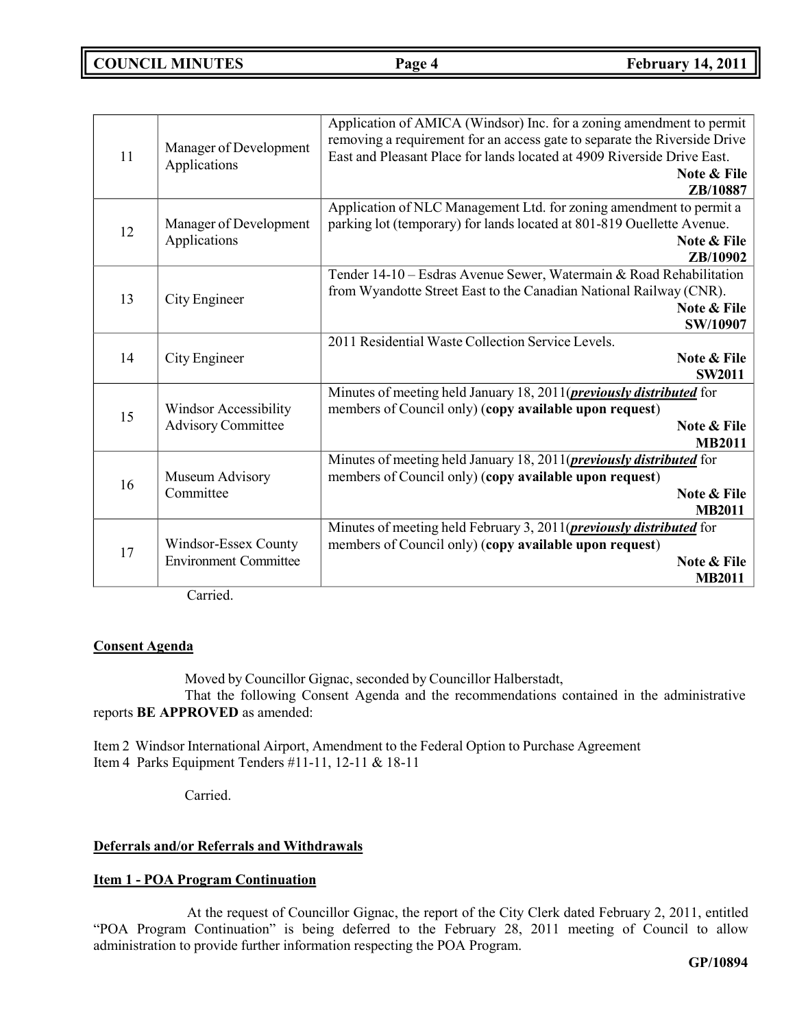| | | |
|---|---|---|
| 11 | Manager of Development Applications | Application of AMICA (Windsor) Inc. for a zoning amendment to permit removing a requirement for an access gate to separate the Riverside Drive East and Pleasant Place for lands located at 4909 Riverside Drive East. **Note & File** **ZB/10887** |
| 12 | Manager of Development Applications | Application of NLC Management Ltd. for zoning amendment to permit a parking lot (temporary) for lands located at 801-819 Ouellette Avenue. **Note & File** **ZB/10902** |
| 13 | City Engineer | Tender 14-10 – Esdras Avenue Sewer, Watermain & Road Rehabilitation from Wyandotte Street East to the Canadian National Railway (CNR). **Note & File** **SW/10907** |
| 14 | City Engineer | 2011 Residential Waste Collection Service Levels. **Note & File** **SW2011** |
| 15 | Windsor Accessibility Advisory Committee | Minutes of meeting held January 18, 2011(***previously distributed*** for members of Council only) (**copy available upon request**) **Note & File** **MB2011** |
| 16 | Museum Advisory Committee | Minutes of meeting held January 18, 2011(***previously distributed*** for members of Council only) (**copy available upon request**) **Note & File** **MB2011** |
| 17 | Windsor-Essex County Environment Committee | Minutes of meeting held February 3, 2011(***previously distributed*** for members of Council only) (**copy available upon request**) **Note & File** **MB2011** |

Carried.

**Consent Agenda**

Moved by Councillor Gignac, seconded by Councillor Halberstadt,

That the following Consent Agenda and the recommendations contained in the administrative reports **BE APPROVED** as amended:

Item 2 Windsor International Airport, Amendment to the Federal Option to Purchase Agreement
Item 4 Parks Equipment Tenders #11-11, 12-11 & 18-11

Carried.

**Deferrals and/or Referrals and Withdrawals**

**Item 1 - POA Program Continuation**

At the request of Councillor Gignac, the report of the City Clerk dated February 2, 2011, entitled "POA Program Continuation" is being deferred to the February 28, 2011 meeting of Council to allow administration to provide further information respecting the POA Program.

**GP/10894**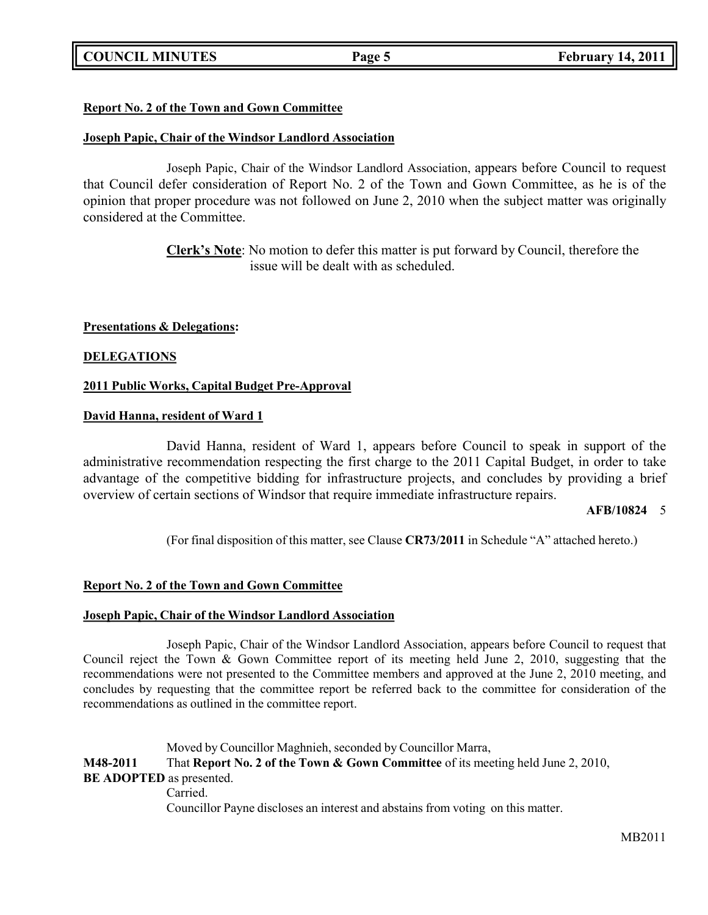**Report No. 2 of the Town and Gown Committee**

**Joseph Papic, Chair of the Windsor Landlord Association**

Joseph Papic, Chair of the Windsor Landlord Association, appears before Council to request that Council defer consideration of Report No. 2 of the Town and Gown Committee, as he is of the opinion that proper procedure was not followed on June 2, 2010 when the subject matter was originally considered at the Committee.

> **Clerk's Note**: No motion to defer this matter is put forward by Council, therefore the issue will be dealt with as scheduled.

**Presentations & Delegations:**

**DELEGATIONS**

**2011 Public Works, Capital Budget Pre-Approval**

**David Hanna, resident of Ward 1**

David Hanna, resident of Ward 1, appears before Council to speak in support of the administrative recommendation respecting the first charge to the 2011 Capital Budget, in order to take advantage of the competitive bidding for infrastructure projects, and concludes by providing a brief overview of certain sections of Windsor that require immediate infrastructure repairs.

**AFB/10824** 5

(For final disposition of this matter, see Clause **CR73/2011** in Schedule "A" attached hereto.)

**Report No. 2 of the Town and Gown Committee**

**Joseph Papic, Chair of the Windsor Landlord Association**

Joseph Papic, Chair of the Windsor Landlord Association, appears before Council to request that Council reject the Town & Gown Committee report of its meeting held June 2, 2010, suggesting that the recommendations were not presented to the Committee members and approved at the June 2, 2010 meeting, and concludes by requesting that the committee report be referred back to the committee for consideration of the recommendations as outlined in the committee report.

Moved by Councillor Maghnieh, seconded by Councillor Marra,

**M48-2011** That **Report No. 2 of the Town & Gown Committee** of its meeting held June 2, 2010, **BE ADOPTED** as presented.

Carried.

Councillor Payne discloses an interest and abstains from voting on this matter.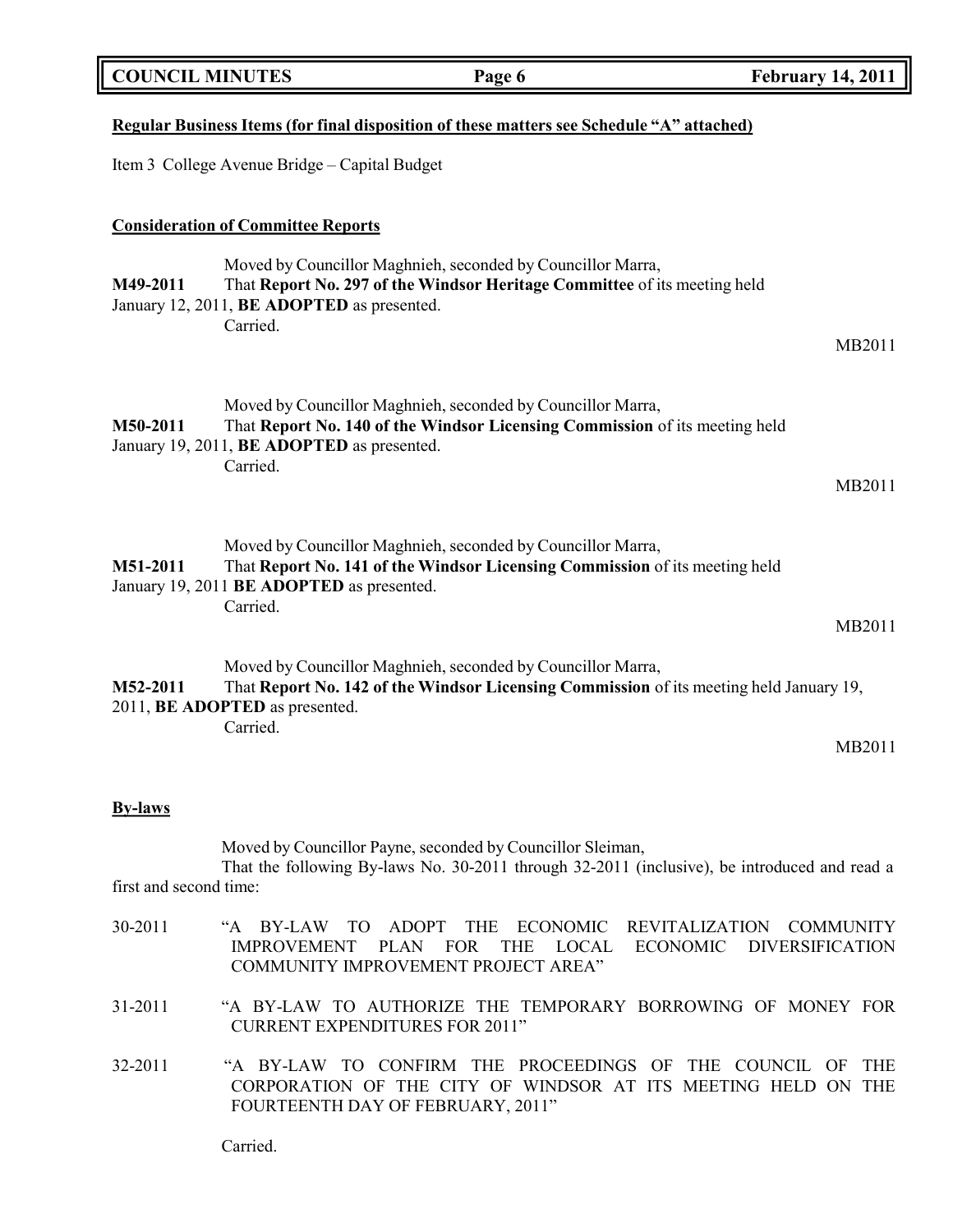**Regular Business Items (for final disposition of these matters see Schedule "A" attached)**

Item 3 College Avenue Bridge – Capital Budget

**Consideration of Committee Reports**

Moved by Councillor Maghnieh, seconded by Councillor Marra,

**M49-2011** That **Report No. 297 of the Windsor Heritage Committee** of its meeting held January 12, 2011, **BE ADOPTED** as presented.

Carried.

MB2011

Moved by Councillor Maghnieh, seconded by Councillor Marra,

**M50-2011** That **Report No. 140 of the Windsor Licensing Commission** of its meeting held January 19, 2011, **BE ADOPTED** as presented.

Carried.

MB2011

Moved by Councillor Maghnieh, seconded by Councillor Marra,

**M51-2011** That **Report No. 141 of the Windsor Licensing Commission** of its meeting held January 19, 2011 **BE ADOPTED** as presented.

Carried.

MB2011

Moved by Councillor Maghnieh, seconded by Councillor Marra,

**M52-2011** That **Report No. 142 of the Windsor Licensing Commission** of its meeting held January 19, 2011, **BE ADOPTED** as presented.

Carried.

MB2011

**By-laws**

Moved by Councillor Payne, seconded by Councillor Sleiman,

That the following By-laws No. 30-2011 through 32-2011 (inclusive), be introduced and read a first and second time:

30-2011 "A BY-LAW TO ADOPT THE ECONOMIC REVITALIZATION COMMUNITY IMPROVEMENT PLAN FOR THE LOCAL ECONOMIC DIVERSIFICATION COMMUNITY IMPROVEMENT PROJECT AREA"

31-2011 "A BY-LAW TO AUTHORIZE THE TEMPORARY BORROWING OF MONEY FOR CURRENT EXPENDITURES FOR 2011"

32-2011 "A BY-LAW TO CONFIRM THE PROCEEDINGS OF THE COUNCIL OF THE CORPORATION OF THE CITY OF WINDSOR AT ITS MEETING HELD ON THE FOURTEENTH DAY OF FEBRUARY, 2011"

Carried.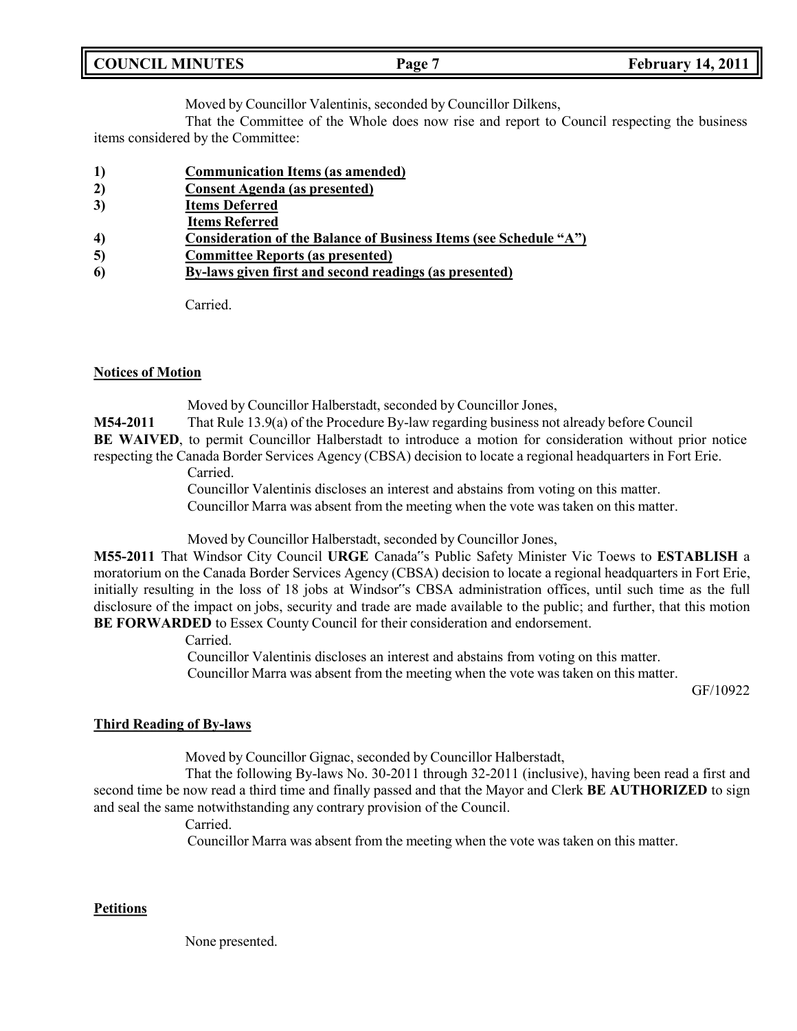Moved by Councillor Valentinis, seconded by Councillor Dilkens,

That the Committee of the Whole does now rise and report to Council respecting the business items considered by the Committee:

1) **Communication Items (as amended)**
2) **Consent Agenda (as presented)**
3) **Items Deferred**
   **Items Referred**
4) **Consideration of the Balance of Business Items (see Schedule "A")**
5) **Committee Reports (as presented)**
6) **By-laws given first and second readings (as presented)**

Carried.

## Notices of Motion

Moved by Councillor Halberstadt, seconded by Councillor Jones,

**M54-2011** That Rule 13.9(a) of the Procedure By-law regarding business not already before Council **BE WAIVED**, to permit Councillor Halberstadt to introduce a motion for consideration without prior notice respecting the Canada Border Services Agency (CBSA) decision to locate a regional headquarters in Fort Erie.

Carried.

Councillor Valentinis discloses an interest and abstains from voting on this matter.

Councillor Marra was absent from the meeting when the vote was taken on this matter.

Moved by Councillor Halberstadt, seconded by Councillor Jones,

**M55-2011** That Windsor City Council **URGE** Canada"s Public Safety Minister Vic Toews to **ESTABLISH** a moratorium on the Canada Border Services Agency (CBSA) decision to locate a regional headquarters in Fort Erie, initially resulting in the loss of 18 jobs at Windsor"s CBSA administration offices, until such time as the full disclosure of the impact on jobs, security and trade are made available to the public; and further, that this motion **BE FORWARDED** to Essex County Council for their consideration and endorsement.

Carried.

Councillor Valentinis discloses an interest and abstains from voting on this matter.

Councillor Marra was absent from the meeting when the vote was taken on this matter.

GF/10922

## Third Reading of By-laws

Moved by Councillor Gignac, seconded by Councillor Halberstadt,

That the following By-laws No. 30-2011 through 32-2011 (inclusive), having been read a first and second time be now read a third time and finally passed and that the Mayor and Clerk **BE AUTHORIZED** to sign and seal the same notwithstanding any contrary provision of the Council.

Carried.

Councillor Marra was absent from the meeting when the vote was taken on this matter.

## Petitions

None presented.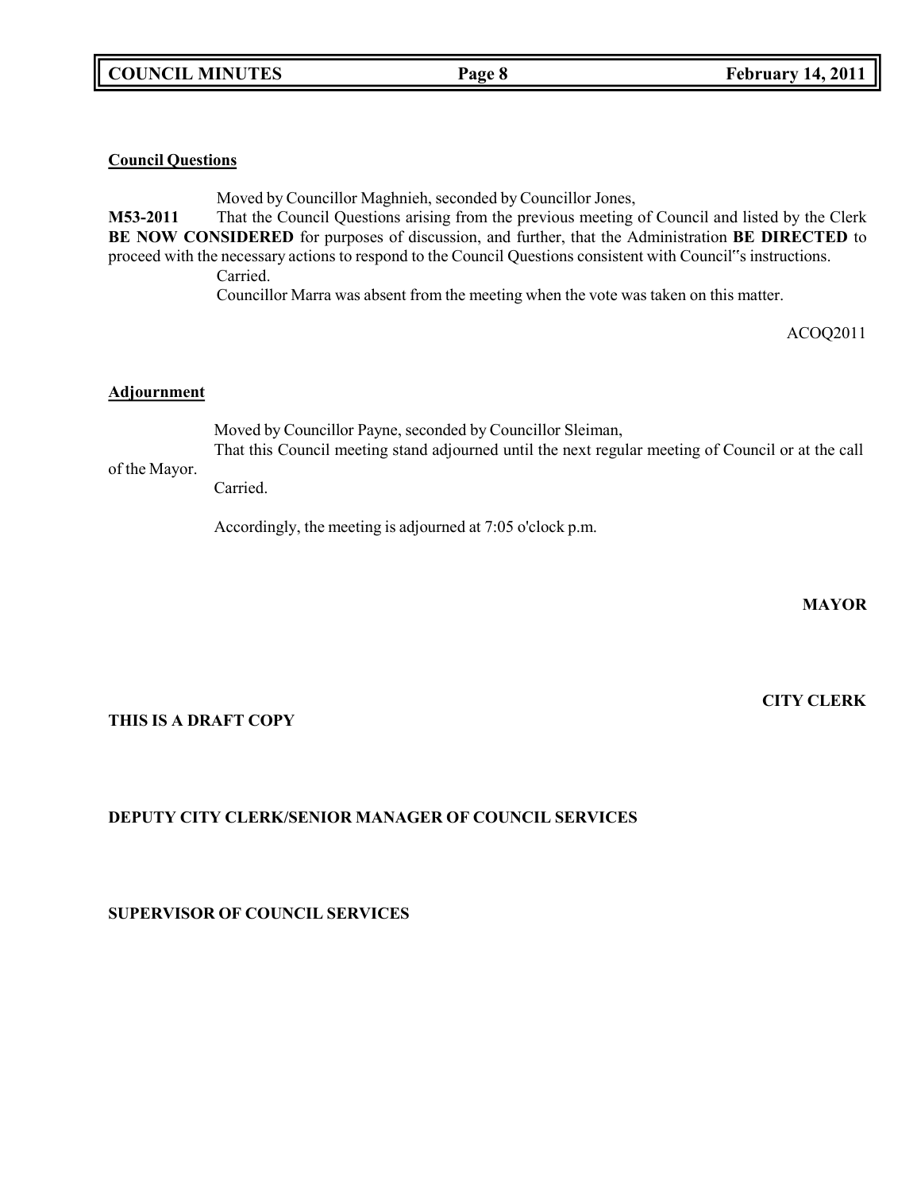**Council Questions**

Moved by Councillor Maghnieh, seconded by Councillor Jones,

**M53-2011** That the Council Questions arising from the previous meeting of Council and listed by the Clerk **BE NOW CONSIDERED** for purposes of discussion, and further, that the Administration **BE DIRECTED** to proceed with the necessary actions to respond to the Council Questions consistent with Council"s instructions.

Carried.

Councillor Marra was absent from the meeting when the vote was taken on this matter.

ACOQ2011

**Adjournment**

Moved by Councillor Payne, seconded by Councillor Sleiman,

That this Council meeting stand adjourned until the next regular meeting of Council or at the call of the Mayor.

Carried.

Accordingly, the meeting is adjourned at 7:05 o'clock p.m.

**MAYOR**

**CITY CLERK**

**THIS IS A DRAFT COPY**

**DEPUTY CITY CLERK/SENIOR MANAGER OF COUNCIL SERVICES**

**SUPERVISOR OF COUNCIL SERVICES**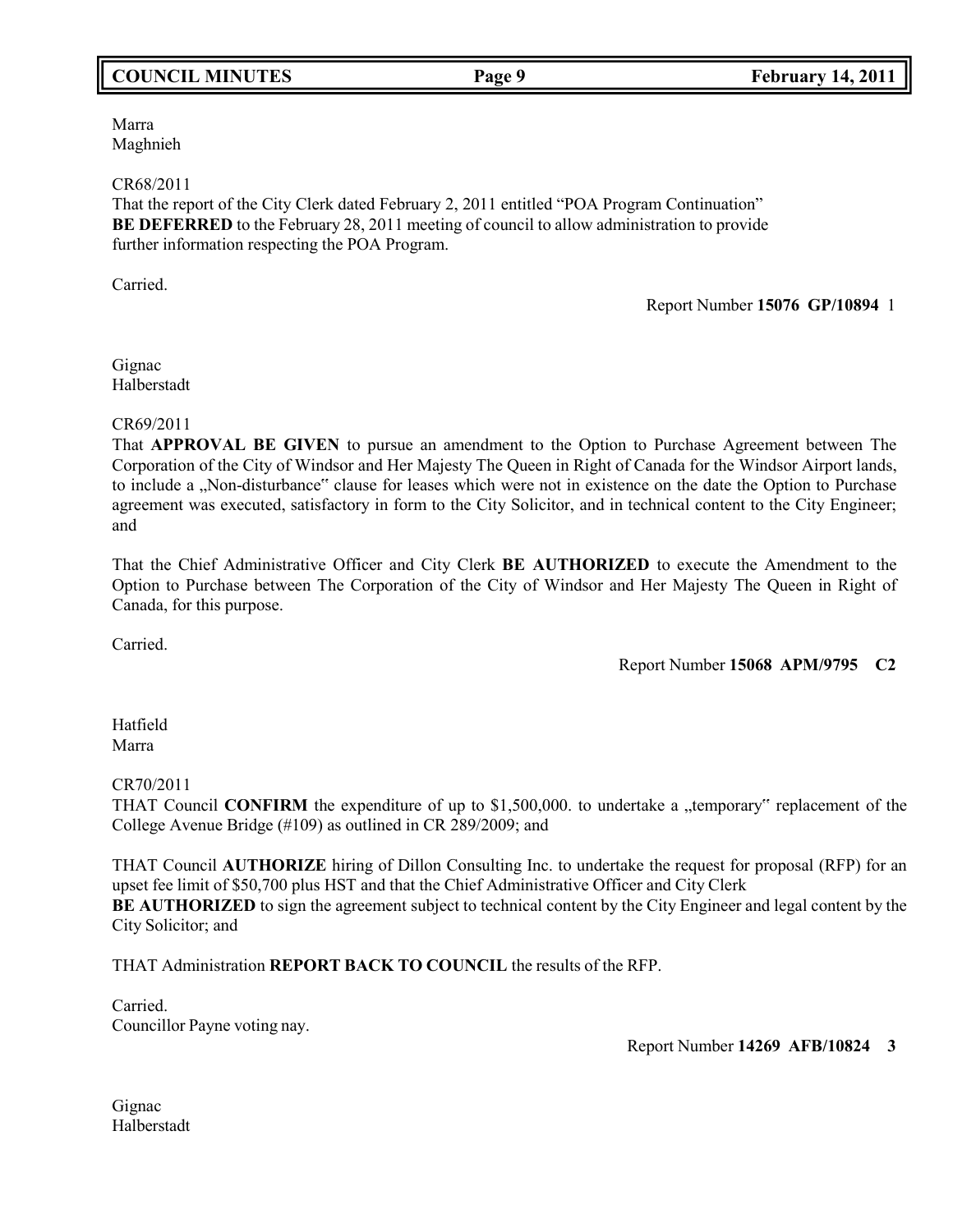Marra
Maghnieh

CR68/2011
That the report of the City Clerk dated February 2, 2011 entitled "POA Program Continuation" **BE DEFERRED** to the February 28, 2011 meeting of council to allow administration to provide further information respecting the POA Program.

Carried.

Report Number **15076 GP/10894** 1

Gignac
Halberstadt

CR69/2011
That **APPROVAL BE GIVEN** to pursue an amendment to the Option to Purchase Agreement between The Corporation of the City of Windsor and Her Majesty The Queen in Right of Canada for the Windsor Airport lands, to include a „Non-disturbance" clause for leases which were not in existence on the date the Option to Purchase agreement was executed, satisfactory in form to the City Solicitor, and in technical content to the City Engineer; and

That the Chief Administrative Officer and City Clerk **BE AUTHORIZED** to execute the Amendment to the Option to Purchase between The Corporation of the City of Windsor and Her Majesty The Queen in Right of Canada, for this purpose.

Carried.

Report Number **15068 APM/9795 C2**

Hatfield
Marra

CR70/2011
THAT Council **CONFIRM** the expenditure of up to $1,500,000. to undertake a „temporary" replacement of the College Avenue Bridge (#109) as outlined in CR 289/2009; and

THAT Council **AUTHORIZE** hiring of Dillon Consulting Inc. to undertake the request for proposal (RFP) for an upset fee limit of $50,700 plus HST and that the Chief Administrative Officer and City Clerk **BE AUTHORIZED** to sign the agreement subject to technical content by the City Engineer and legal content by the City Solicitor; and

THAT Administration **REPORT BACK TO COUNCIL** the results of the RFP.

Carried.
Councillor Payne voting nay.

Report Number **14269 AFB/10824 3**

Gignac
Halberstadt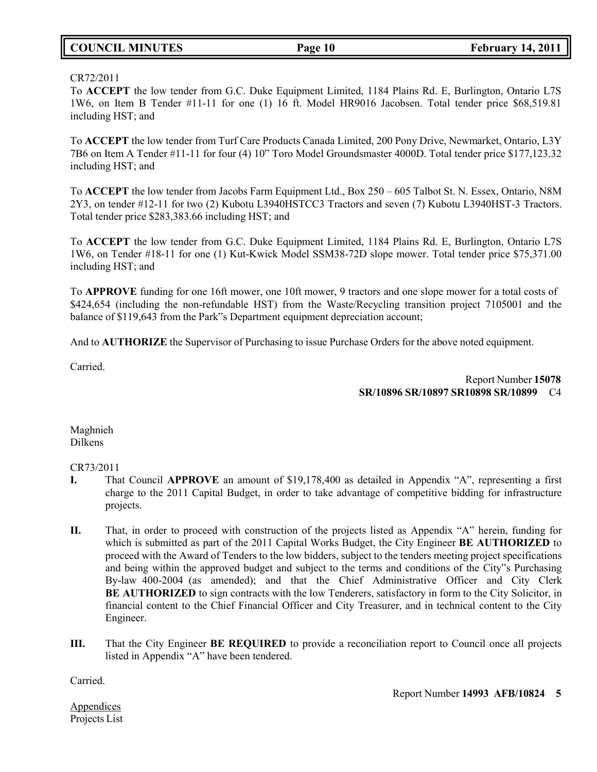CR72/2011
To **ACCEPT** the low tender from G.C. Duke Equipment Limited, 1184 Plains Rd. E, Burlington, Ontario L7S 1W6, on Item B Tender #11-11 for one (1) 16 ft. Model HR9016 Jacobsen. Total tender price $68,519.81 including HST; and

To **ACCEPT** the low tender from Turf Care Products Canada Limited, 200 Pony Drive, Newmarket, Ontario, L3Y 7B6 on Item A Tender #11-11 for four (4) 10‟ Toro Model Groundsmaster 4000D. Total tender price $177,123.32 including HST; and

To **ACCEPT** the low tender from Jacobs Farm Equipment Ltd., Box 250 – 605 Talbot St. N. Essex, Ontario, N8M 2Y3, on tender #12-11 for two (2) Kubotu L3940HSTCC3 Tractors and seven (7) Kubotu L3940HST-3 Tractors. Total tender price $283,383.66 including HST; and

To **ACCEPT** the low tender from G.C. Duke Equipment Limited, 1184 Plains Rd. E, Burlington, Ontario L7S 1W6, on Tender #18-11 for one (1) Kut-Kwick Model SSM38-72D slope mower. Total tender price $75,371.00 including HST; and

To **APPROVE** funding for one 16ft mower, one 10ft mower, 9 tractors and one slope mower for a total costs of $424,654 (including the non-refundable HST) from the Waste/Recycling transition project 7105001 and the balance of $119,643 from the Park‟s Department equipment depreciation account;

And to **AUTHORIZE** the Supervisor of Purchasing to issue Purchase Orders for the above noted equipment.

Carried.

Report Number **15078**
**SR/10896 SR/10897 SR10898 SR/10899** C4

Maghnieh
Dilkens

CR73/2011

**I.** That Council **APPROVE** an amount of $19,178,400 as detailed in Appendix "A", representing a first charge to the 2011 Capital Budget, in order to take advantage of competitive bidding for infrastructure projects.

**II.** That, in order to proceed with construction of the projects listed as Appendix "A" herein, funding for which is submitted as part of the 2011 Capital Works Budget, the City Engineer **BE AUTHORIZED** to proceed with the Award of Tenders to the low bidders, subject to the tenders meeting project specifications and being within the approved budget and subject to the terms and conditions of the City‟s Purchasing By-law 400-2004 (as amended); and that the Chief Administrative Officer and City Clerk **BE AUTHORIZED** to sign contracts with the low Tenderers, satisfactory in form to the City Solicitor, in financial content to the Chief Financial Officer and City Treasurer, and in technical content to the City Engineer.

**III.** That the City Engineer **BE REQUIRED** to provide a reconciliation report to Council once all projects listed in Appendix "A" have been tendered.

Carried.

Report Number **14993 AFB/10824 5**

Appendices
Projects List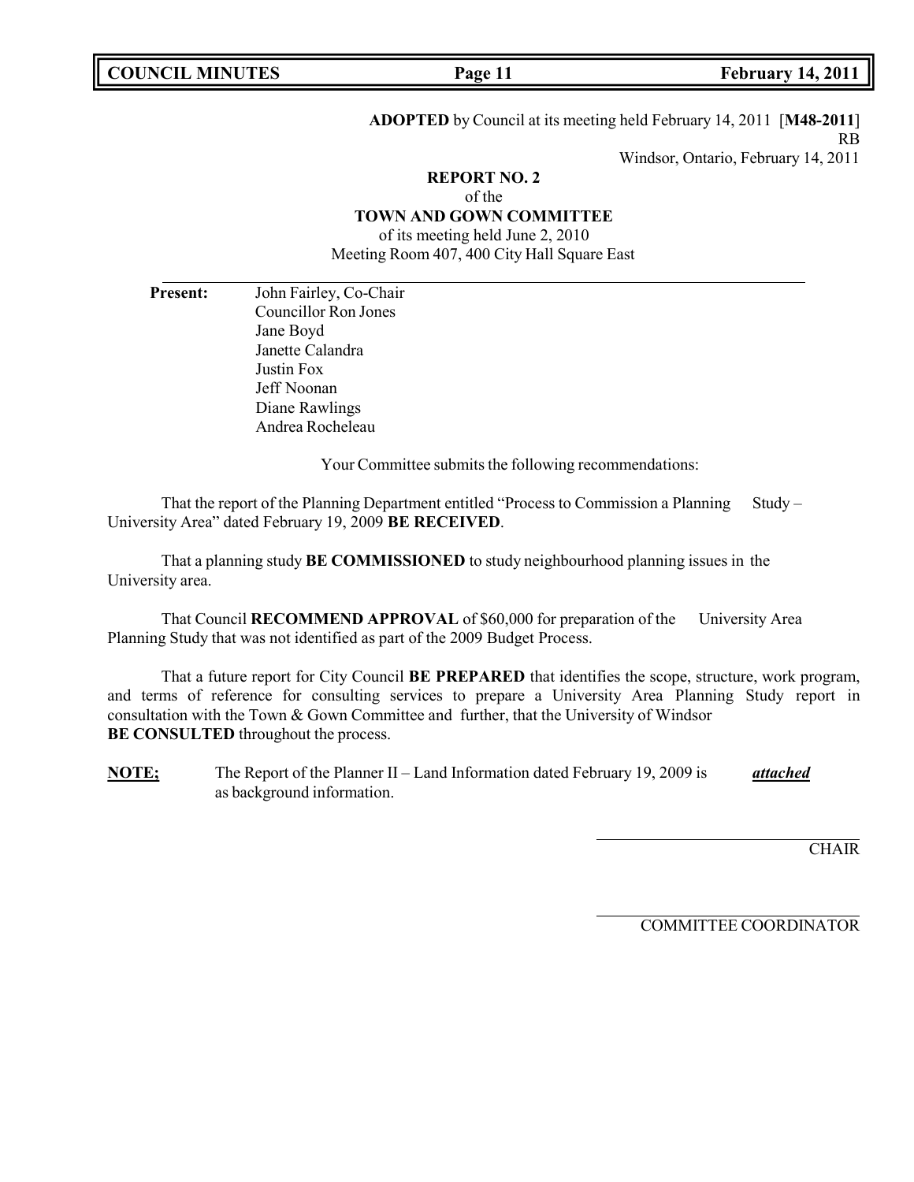**ADOPTED** by Council at its meeting held February 14, 2011 [**M48-2011**]
RB
Windsor, Ontario, February 14, 2011

**REPORT NO. 2**
of the
**TOWN AND GOWN COMMITTEE**
of its meeting held June 2, 2010
Meeting Room 407, 400 City Hall Square East

**Present:** John Fairley, Co-Chair
Councillor Ron Jones
Jane Boyd
Janette Calandra
Justin Fox
Jeff Noonan
Diane Rawlings
Andrea Rocheleau

Your Committee submits the following recommendations:

That the report of the Planning Department entitled "Process to Commission a Planning Study – University Area" dated February 19, 2009 **BE RECEIVED**.

That a planning study **BE COMMISSIONED** to study neighbourhood planning issues in the University area.

That Council **RECOMMEND APPROVAL** of $60,000 for preparation of the University Area Planning Study that was not identified as part of the 2009 Budget Process.

That a future report for City Council **BE PREPARED** that identifies the scope, structure, work program, and terms of reference for consulting services to prepare a University Area Planning Study report in consultation with the Town & Gown Committee and further, that the University of Windsor **BE CONSULTED** throughout the process.

**NOTE;** The Report of the Planner II – Land Information dated February 19, 2009 is ***attached*** as background information.

CHAIR

COMMITTEE COORDINATOR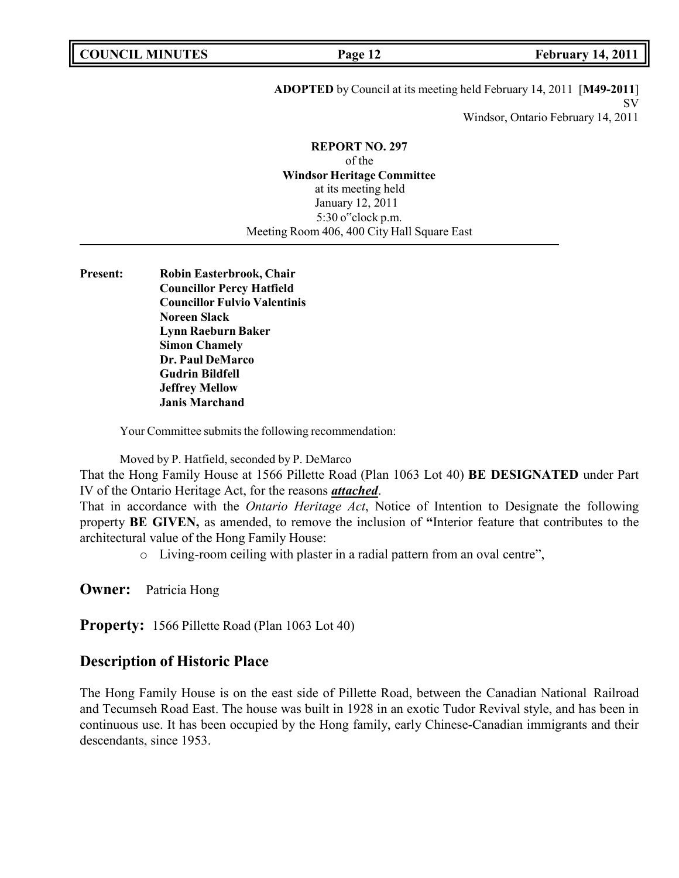**ADOPTED** by Council at its meeting held February 14, 2011 [**M49-2011**]
SV
Windsor, Ontario February 14, 2011

**REPORT NO. 297**
of the
**Windsor Heritage Committee**
at its meeting held
January 12, 2011
5:30 o"clock p.m.
Meeting Room 406, 400 City Hall Square East

**Present:** **Robin Easterbrook, Chair**
**Councillor Percy Hatfield**
**Councillor Fulvio Valentinis**
**Noreen Slack**
**Lynn Raeburn Baker**
**Simon Chamely**
**Dr. Paul DeMarco**
**Gudrin Bildfell**
**Jeffrey Mellow**
**Janis Marchand**

Your Committee submits the following recommendation:

Moved by P. Hatfield, seconded by P. DeMarco

That the Hong Family House at 1566 Pillette Road (Plan 1063 Lot 40) **BE DESIGNATED** under Part IV of the Ontario Heritage Act, for the reasons ***attached***.

That in accordance with the *Ontario Heritage Act*, Notice of Intention to Designate the following property **BE GIVEN,** as amended, to remove the inclusion of **"**Interior feature that contributes to the architectural value of the Hong Family House:

- Living-room ceiling with plaster in a radial pattern from an oval centre",

**Owner:** Patricia Hong

**Property:** 1566 Pillette Road (Plan 1063 Lot 40)

## Description of Historic Place

The Hong Family House is on the east side of Pillette Road, between the Canadian National Railroad and Tecumseh Road East. The house was built in 1928 in an exotic Tudor Revival style, and has been in continuous use. It has been occupied by the Hong family, early Chinese-Canadian immigrants and their descendants, since 1953.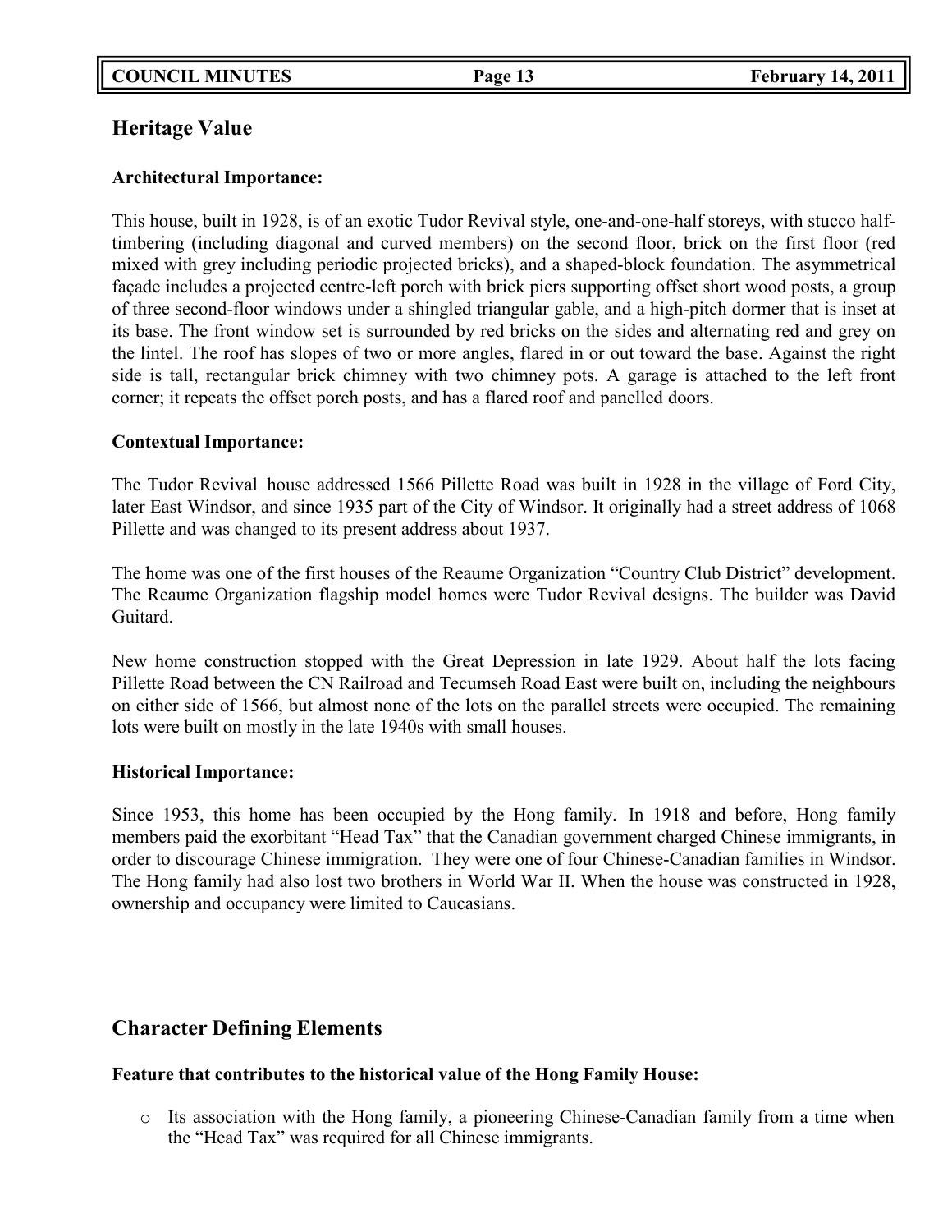## Heritage Value

### Architectural Importance:

This house, built in 1928, is of an exotic Tudor Revival style, one-and-one-half storeys, with stucco half-timbering (including diagonal and curved members) on the second floor, brick on the first floor (red mixed with grey including periodic projected bricks), and a shaped-block foundation. The asymmetrical façade includes a projected centre-left porch with brick piers supporting offset short wood posts, a group of three second-floor windows under a shingled triangular gable, and a high-pitch dormer that is inset at its base. The front window set is surrounded by red bricks on the sides and alternating red and grey on the lintel. The roof has slopes of two or more angles, flared in or out toward the base. Against the right side is tall, rectangular brick chimney with two chimney pots. A garage is attached to the left front corner; it repeats the offset porch posts, and has a flared roof and panelled doors.

### Contextual Importance:

The Tudor Revival house addressed 1566 Pillette Road was built in 1928 in the village of Ford City, later East Windsor, and since 1935 part of the City of Windsor. It originally had a street address of 1068 Pillette and was changed to its present address about 1937.

The home was one of the first houses of the Reaume Organization "Country Club District" development. The Reaume Organization flagship model homes were Tudor Revival designs. The builder was David Guitard.

New home construction stopped with the Great Depression in late 1929. About half the lots facing Pillette Road between the CN Railroad and Tecumseh Road East were built on, including the neighbours on either side of 1566, but almost none of the lots on the parallel streets were occupied. The remaining lots were built on mostly in the late 1940s with small houses.

### Historical Importance:

Since 1953, this home has been occupied by the Hong family. In 1918 and before, Hong family members paid the exorbitant "Head Tax" that the Canadian government charged Chinese immigrants, in order to discourage Chinese immigration. They were one of four Chinese-Canadian families in Windsor. The Hong family had also lost two brothers in World War II. When the house was constructed in 1928, ownership and occupancy were limited to Caucasians.

## Character Defining Elements

### Feature that contributes to the historical value of the Hong Family House:

- Its association with the Hong family, a pioneering Chinese-Canadian family from a time when the "Head Tax" was required for all Chinese immigrants.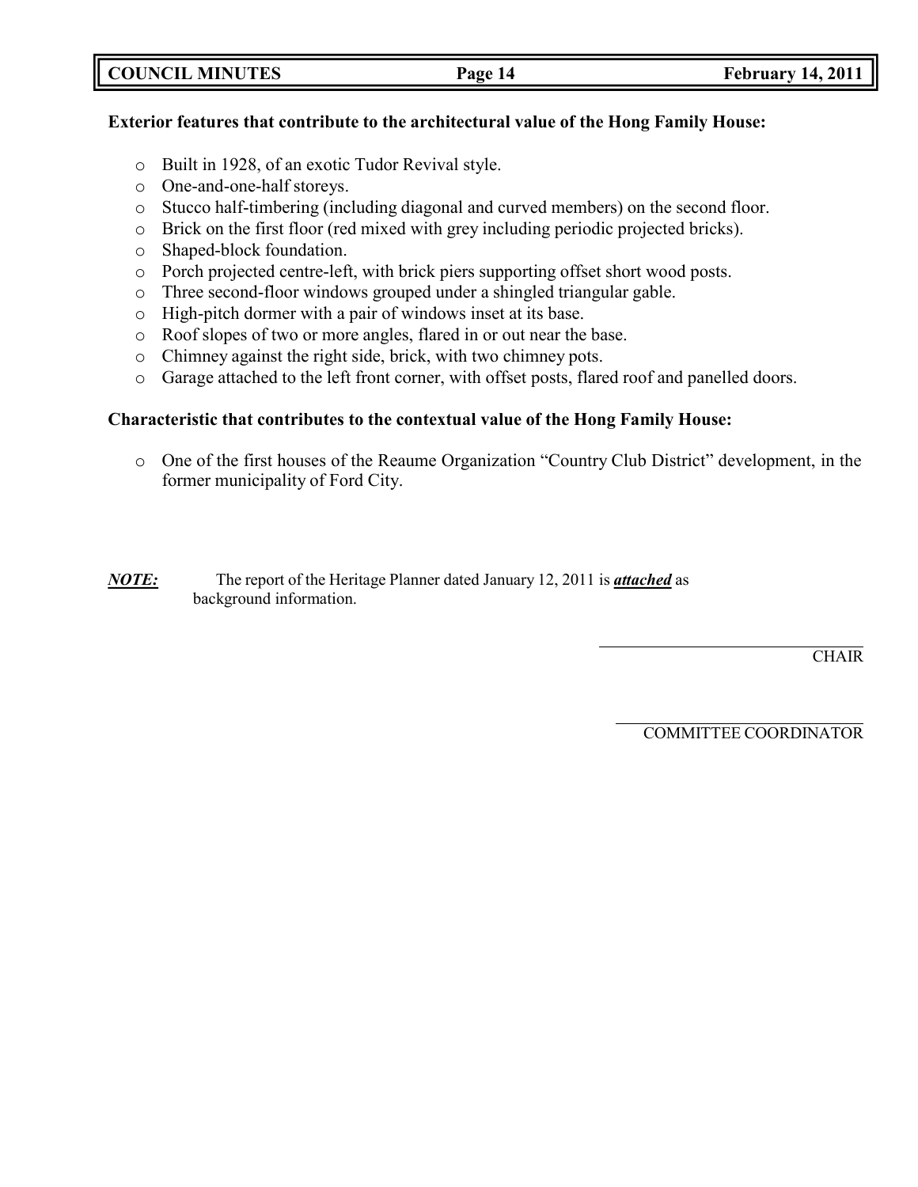**Exterior features that contribute to the architectural value of the Hong Family House:**

- Built in 1928, of an exotic Tudor Revival style.
- One-and-one-half storeys.
- Stucco half-timbering (including diagonal and curved members) on the second floor.
- Brick on the first floor (red mixed with grey including periodic projected bricks).
- Shaped-block foundation.
- Porch projected centre-left, with brick piers supporting offset short wood posts.
- Three second-floor windows grouped under a shingled triangular gable.
- High-pitch dormer with a pair of windows inset at its base.
- Roof slopes of two or more angles, flared in or out near the base.
- Chimney against the right side, brick, with two chimney pots.
- Garage attached to the left front corner, with offset posts, flared roof and panelled doors.

**Characteristic that contributes to the contextual value of the Hong Family House:**

- One of the first houses of the Reaume Organization "Country Club District" development, in the former municipality of Ford City.

***NOTE:*** The report of the Heritage Planner dated January 12, 2011 is ***attached*** as background information.

CHAIR

COMMITTEE COORDINATOR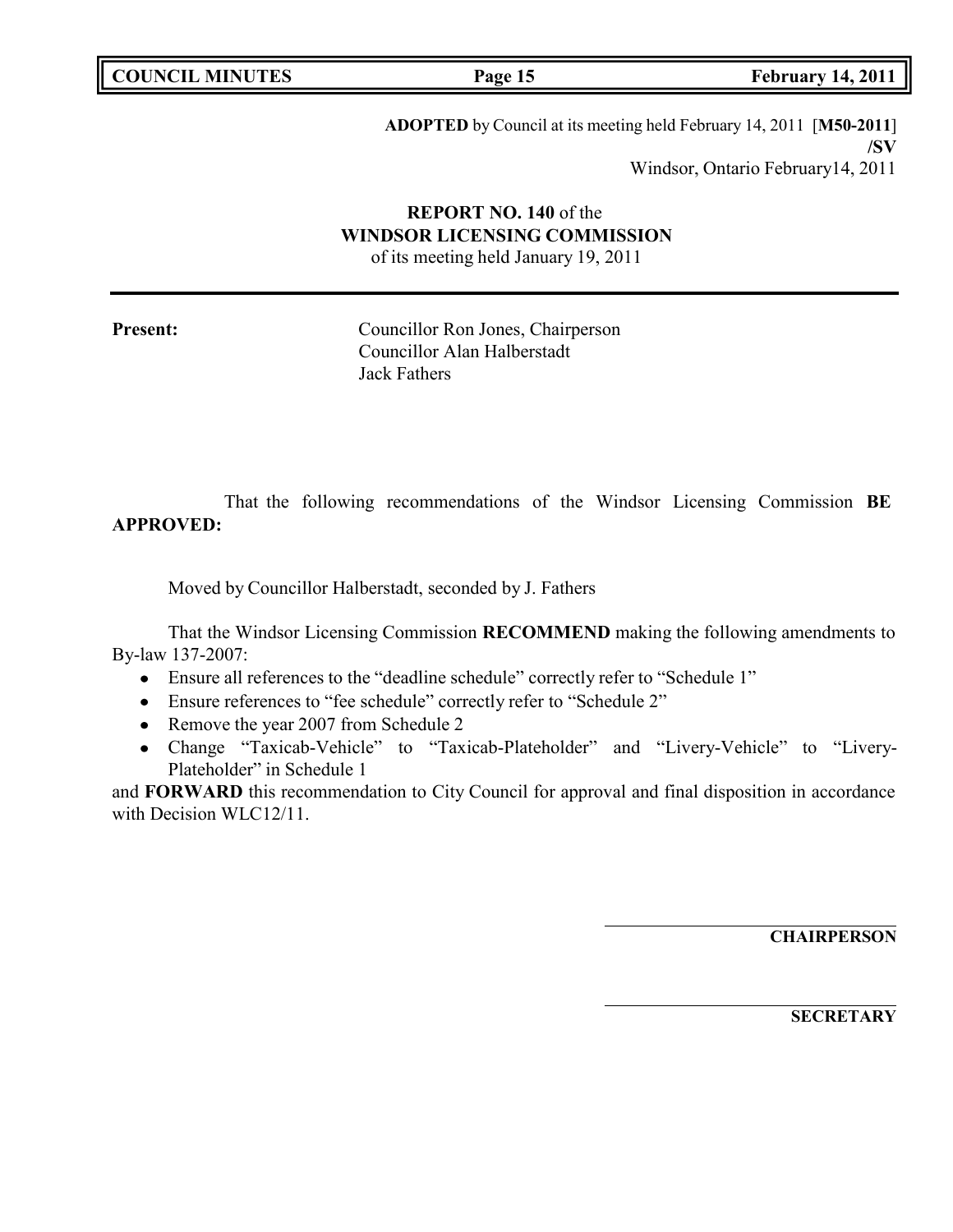**ADOPTED** by Council at its meeting held February 14, 2011 [**M50-2011**]
**/SV**
Windsor, Ontario February14, 2011

**REPORT NO. 140** of the
**WINDSOR LICENSING COMMISSION**
of its meeting held January 19, 2011

---

**Present:** Councillor Ron Jones, Chairperson
Councillor Alan Halberstadt
Jack Fathers

That the following recommendations of the Windsor Licensing Commission **BE APPROVED:**

Moved by Councillor Halberstadt, seconded by J. Fathers

That the Windsor Licensing Commission **RECOMMEND** making the following amendments to By-law 137-2007:

- Ensure all references to the "deadline schedule" correctly refer to "Schedule 1"
- Ensure references to "fee schedule" correctly refer to "Schedule 2"
- Remove the year 2007 from Schedule 2
- Change "Taxicab-Vehicle" to "Taxicab-Plateholder" and "Livery-Vehicle" to "Livery-Plateholder" in Schedule 1

and **FORWARD** this recommendation to City Council for approval and final disposition in accordance with Decision WLC12/11.

**CHAIRPERSON**

**SECRETARY**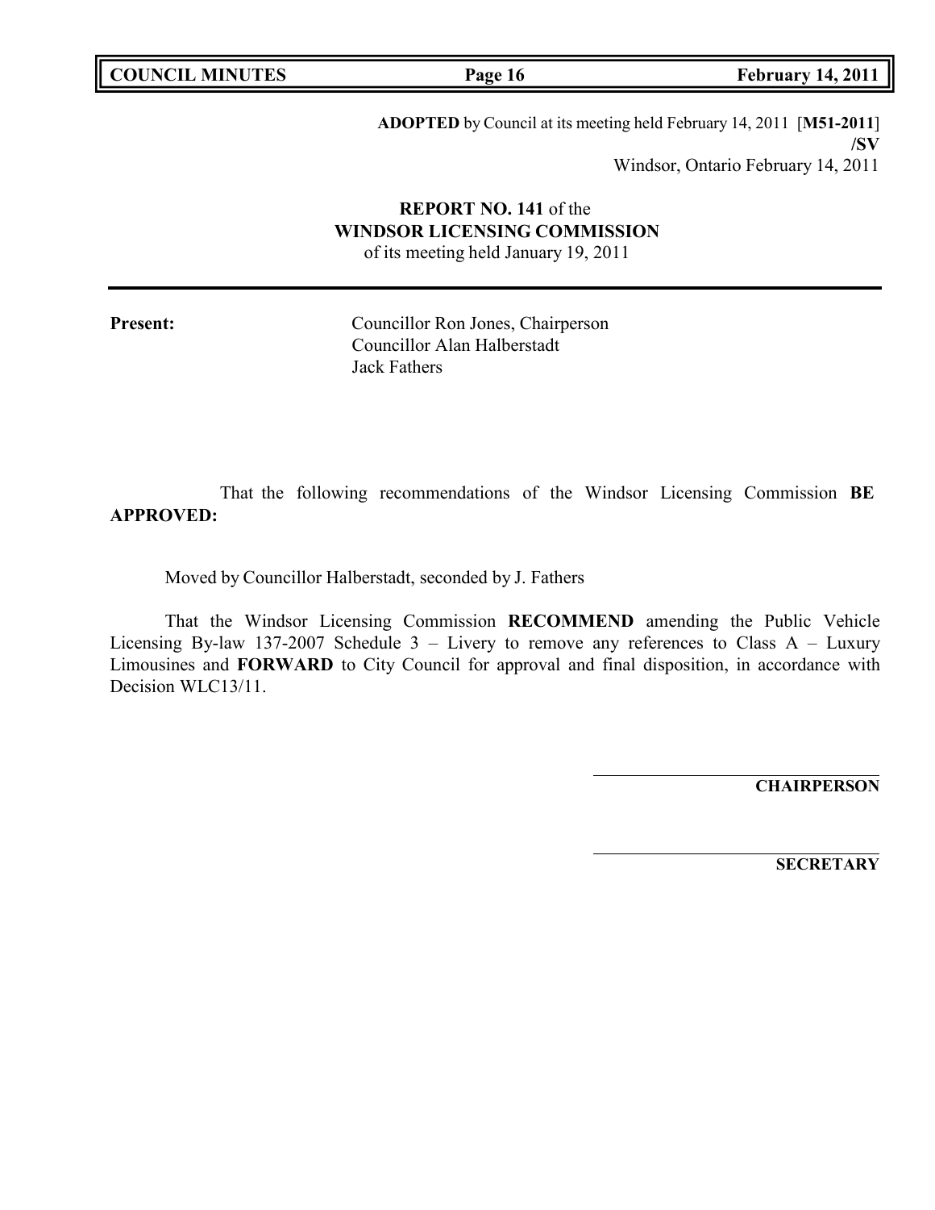**ADOPTED** by Council at its meeting held February 14, 2011 [**M51-2011**]
**/SV**
Windsor, Ontario February 14, 2011

**REPORT NO. 141** of the
**WINDSOR LICENSING COMMISSION**
of its meeting held January 19, 2011

---

**Present:** Councillor Ron Jones, Chairperson
Councillor Alan Halberstadt
Jack Fathers

That the following recommendations of the Windsor Licensing Commission **BE APPROVED:**

Moved by Councillor Halberstadt, seconded by J. Fathers

That the Windsor Licensing Commission **RECOMMEND** amending the Public Vehicle Licensing By-law 137-2007 Schedule 3 – Livery to remove any references to Class A – Luxury Limousines and **FORWARD** to City Council for approval and final disposition, in accordance with Decision WLC13/11.

**CHAIRPERSON**

**SECRETARY**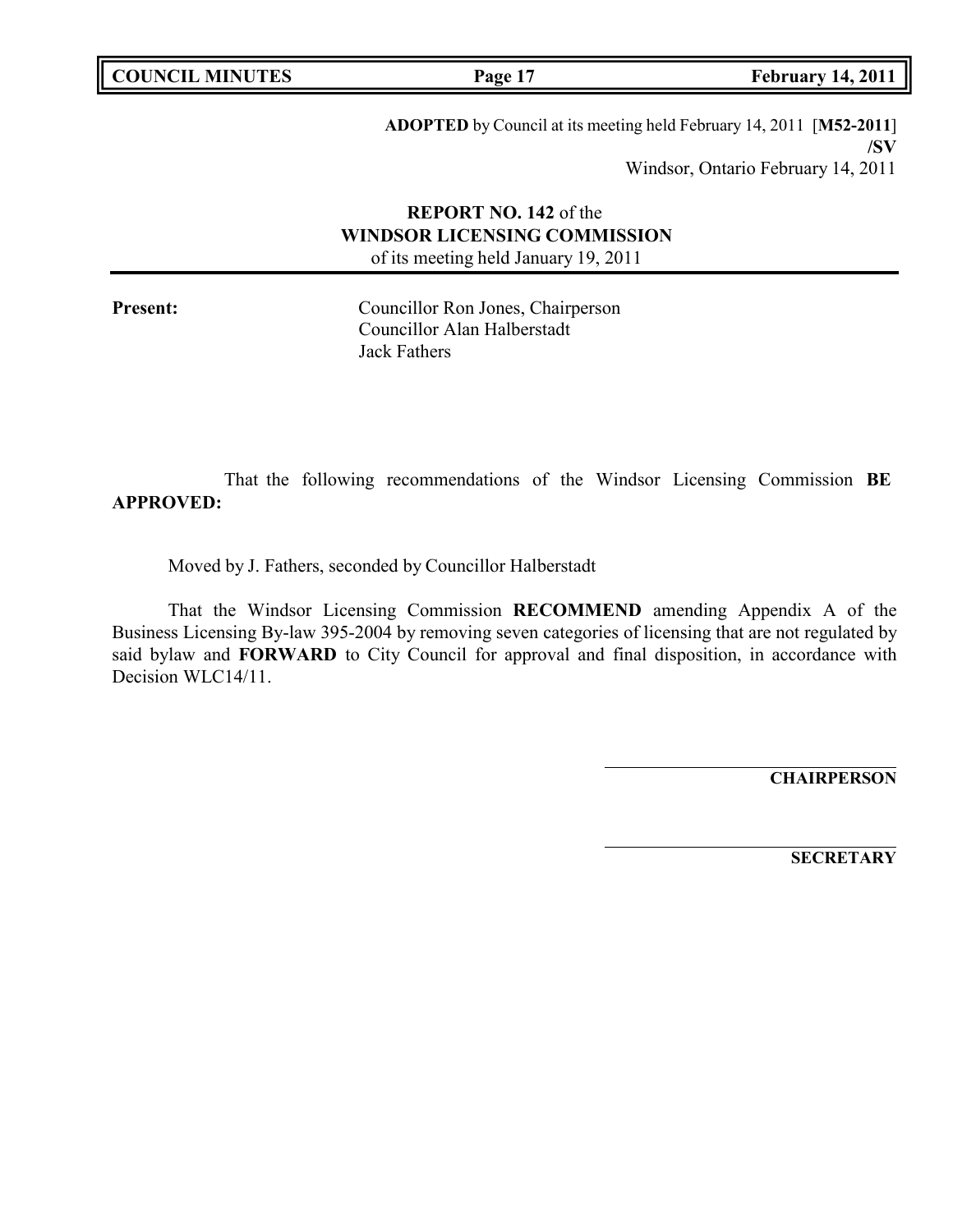**ADOPTED** by Council at its meeting held February 14, 2011 [**M52-2011**]
**/SV**
Windsor, Ontario February 14, 2011

**REPORT NO. 142** of the
**WINDSOR LICENSING COMMISSION**
of its meeting held January 19, 2011

**Present:**

Councillor Ron Jones, Chairperson
Councillor Alan Halberstadt
Jack Fathers

That the following recommendations of the Windsor Licensing Commission **BE APPROVED:**

Moved by J. Fathers, seconded by Councillor Halberstadt

That the Windsor Licensing Commission **RECOMMEND** amending Appendix A of the Business Licensing By-law 395-2004 by removing seven categories of licensing that are not regulated by said bylaw and **FORWARD** to City Council for approval and final disposition, in accordance with Decision WLC14/11.

**CHAIRPERSON**

**SECRETARY**